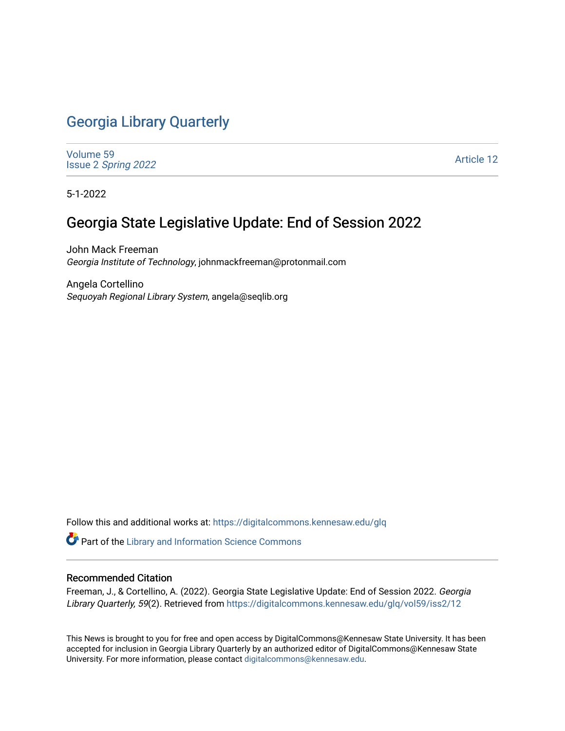# Georgia Library Quarterly

Volume 59
Issue 2 *Spring 2022*

Article 12

5-1-2022

## Georgia State Legislative Update: End of Session 2022

John Mack Freeman
*Georgia Institute of Technology*, johnmackfreeman@protonmail.com

Angela Cortellino
*Sequoyah Regional Library System*, angela@seqlib.org

Follow this and additional works at: https://digitalcommons.kennesaw.edu/glq

Part of the Library and Information Science Commons

### Recommended Citation

Freeman, J., & Cortellino, A. (2022). Georgia State Legislative Update: End of Session 2022. *Georgia Library Quarterly, 59*(2). Retrieved from https://digitalcommons.kennesaw.edu/glq/vol59/iss2/12

This News is brought to you for free and open access by DigitalCommons@Kennesaw State University. It has been accepted for inclusion in Georgia Library Quarterly by an authorized editor of DigitalCommons@Kennesaw State University. For more information, please contact digitalcommons@kennesaw.edu.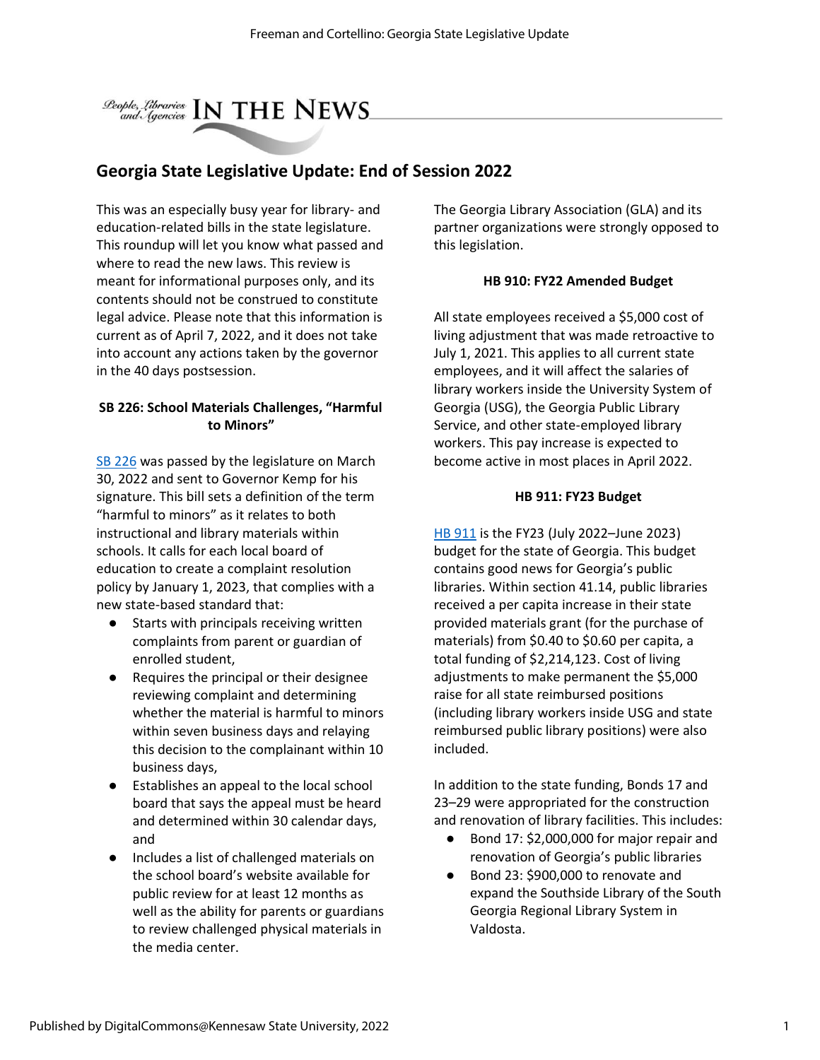# Georgia State Legislative Update: End of Session 2022

This was an especially busy year for library- and education-related bills in the state legislature. This roundup will let you know what passed and where to read the new laws. This review is meant for informational purposes only, and its contents should not be construed to constitute legal advice. Please note that this information is current as of April 7, 2022, and it does not take into account any actions taken by the governor in the 40 days postsession.

### SB 226: School Materials Challenges, "Harmful to Minors"

SB 226 was passed by the legislature on March 30, 2022 and sent to Governor Kemp for his signature. This bill sets a definition of the term "harmful to minors" as it relates to both instructional and library materials within schools. It calls for each local board of education to create a complaint resolution policy by January 1, 2023, that complies with a new state-based standard that:

- Starts with principals receiving written complaints from parent or guardian of enrolled student,
- Requires the principal or their designee reviewing complaint and determining whether the material is harmful to minors within seven business days and relaying this decision to the complainant within 10 business days,
- Establishes an appeal to the local school board that says the appeal must be heard and determined within 30 calendar days, and
- Includes a list of challenged materials on the school board's website available for public review for at least 12 months as well as the ability for parents or guardians to review challenged physical materials in the media center.

The Georgia Library Association (GLA) and its partner organizations were strongly opposed to this legislation.

### HB 910: FY22 Amended Budget

All state employees received a $5,000 cost of living adjustment that was made retroactive to July 1, 2021. This applies to all current state employees, and it will affect the salaries of library workers inside the University System of Georgia (USG), the Georgia Public Library Service, and other state-employed library workers. This pay increase is expected to become active in most places in April 2022.

### HB 911: FY23 Budget

HB 911 is the FY23 (July 2022–June 2023) budget for the state of Georgia. This budget contains good news for Georgia's public libraries. Within section 41.14, public libraries received a per capita increase in their state provided materials grant (for the purchase of materials) from $0.40 to $0.60 per capita, a total funding of $2,214,123. Cost of living adjustments to make permanent the $5,000 raise for all state reimbursed positions (including library workers inside USG and state reimbursed public library positions) were also included.

In addition to the state funding, Bonds 17 and 23–29 were appropriated for the construction and renovation of library facilities. This includes:

- Bond 17: $2,000,000 for major repair and renovation of Georgia's public libraries
- Bond 23: $900,000 to renovate and expand the Southside Library of the South Georgia Regional Library System in Valdosta.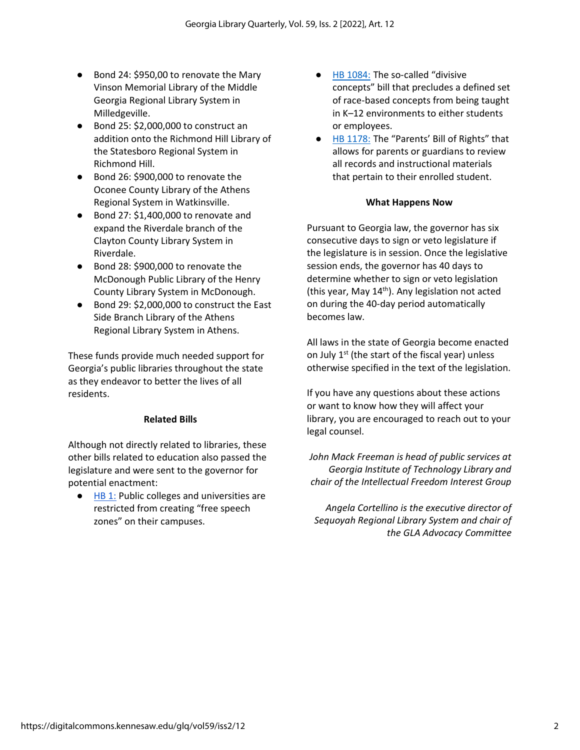- Bond 24: $950,00 to renovate the Mary Vinson Memorial Library of the Middle Georgia Regional Library System in Milledgeville.
- Bond 25: $2,000,000 to construct an addition onto the Richmond Hill Library of the Statesboro Regional System in Richmond Hill.
- Bond 26: $900,000 to renovate the Oconee County Library of the Athens Regional System in Watkinsville.
- Bond 27: $1,400,000 to renovate and expand the Riverdale branch of the Clayton County Library System in Riverdale.
- Bond 28: $900,000 to renovate the McDonough Public Library of the Henry County Library System in McDonough.
- Bond 29: $2,000,000 to construct the East Side Branch Library of the Athens Regional Library System in Athens.

These funds provide much needed support for Georgia's public libraries throughout the state as they endeavor to better the lives of all residents.

**Related Bills**

Although not directly related to libraries, these other bills related to education also passed the legislature and were sent to the governor for potential enactment:

- HB 1: Public colleges and universities are restricted from creating "free speech zones" on their campuses.
- HB 1084: The so-called "divisive concepts" bill that precludes a defined set of race-based concepts from being taught in K–12 environments to either students or employees.
- HB 1178: The "Parents' Bill of Rights" that allows for parents or guardians to review all records and instructional materials that pertain to their enrolled student.

**What Happens Now**

Pursuant to Georgia law, the governor has six consecutive days to sign or veto legislature if the legislature is in session. Once the legislative session ends, the governor has 40 days to determine whether to sign or veto legislation (this year, May 14th). Any legislation not acted on during the 40-day period automatically becomes law.

All laws in the state of Georgia become enacted on July 1st (the start of the fiscal year) unless otherwise specified in the text of the legislation.

If you have any questions about these actions or want to know how they will affect your library, you are encouraged to reach out to your legal counsel.

*John Mack Freeman is head of public services at Georgia Institute of Technology Library and chair of the Intellectual Freedom Interest Group*

*Angela Cortellino is the executive director of Sequoyah Regional Library System and chair of the GLA Advocacy Committee*